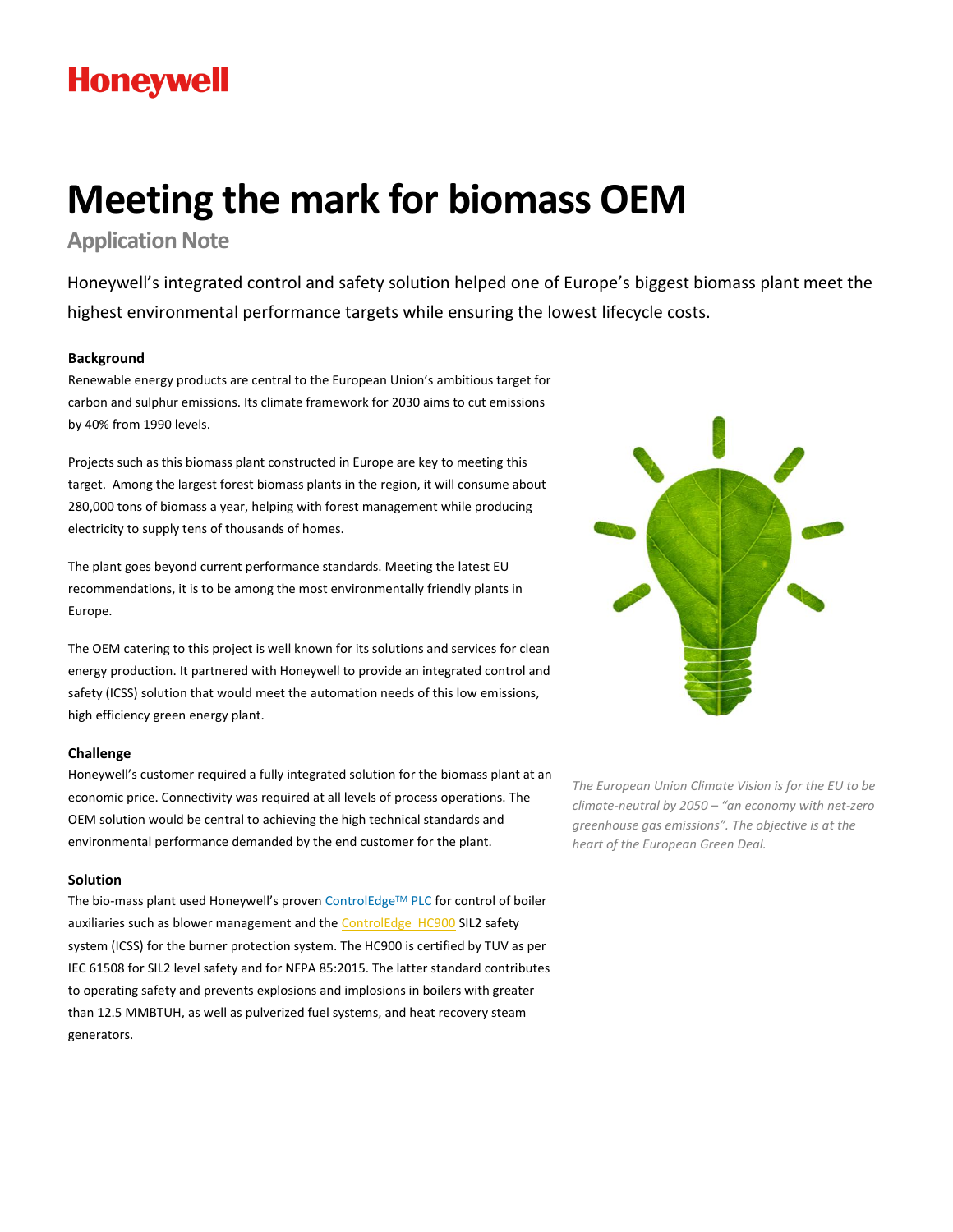Honeywell

# Meeting the mark for biomass OEM

## Application Note

Honeywell's integrated control and safety solution helped one of Europe's biggest biomass plant meet the highest environmental performance targets while ensuring the lowest lifecycle costs.

### Background

Renewable energy products are central to the European Union's ambitious target for carbon and sulphur emissions. Its climate framework for 2030 aims to cut emissions by 40% from 1990 levels.

Projects such as this biomass plant constructed in Europe are key to meeting this target. Among the largest forest biomass plants in the region, it will consume about 280,000 tons of biomass a year, helping with forest management while producing electricity to supply tens of thousands of homes.

The plant goes beyond current performance standards. Meeting the latest EU recommendations, it is to be among the most environmentally friendly plants in Europe.

The OEM catering to this project is well known for its solutions and services for clean energy production. It partnered with Honeywell to provide an integrated control and safety (ICSS) solution that would meet the automation needs of this low emissions, high efficiency green energy plant.

*The European Union Climate Vision is for the EU to be climate-neutral by 2050 – "an economy with net-zero greenhouse gas emissions". The objective is at the heart of the European Green Deal.*

### Challenge

Honeywell's customer required a fully integrated solution for the biomass plant at an economic price. Connectivity was required at all levels of process operations. The OEM solution would be central to achieving the high technical standards and environmental performance demanded by the end customer for the plant.

### Solution

The bio-mass plant used Honeywell's proven ControlEdge™ PLC for control of boiler auxiliaries such as blower management and the ControlEdge HC900 SIL2 safety system (ICSS) for the burner protection system. The HC900 is certified by TUV as per IEC 61508 for SIL2 level safety and for NFPA 85:2015. The latter standard contributes to operating safety and prevents explosions and implosions in boilers with greater than 12.5 MMBTUH, as well as pulverized fuel systems, and heat recovery steam generators.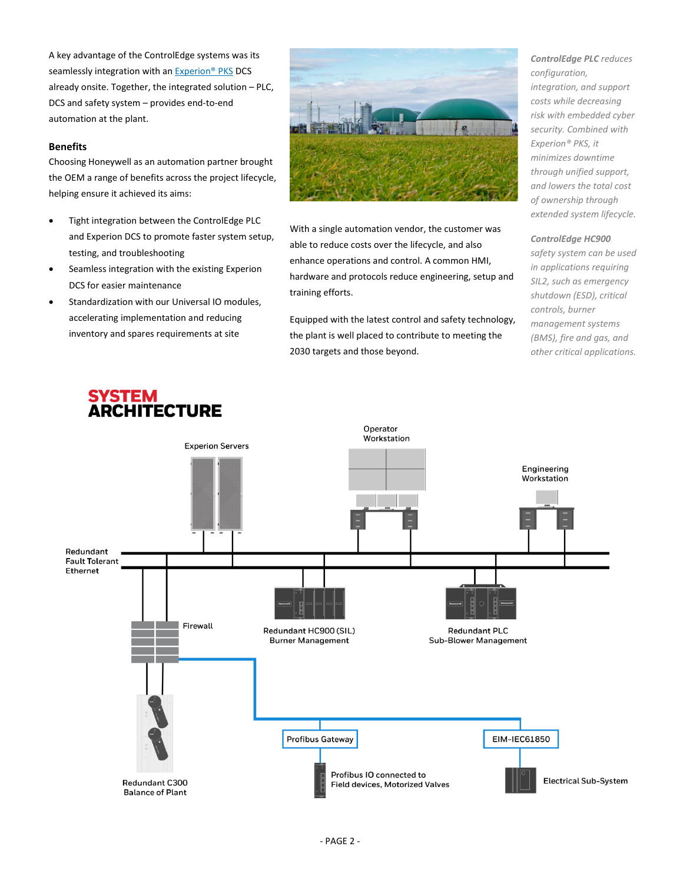A key advantage of the ControlEdge systems was its seamlessly integration with an [Experion® PKS] DCS already onsite. Together, the integrated solution – PLC, DCS and safety system – provides end-to-end automation at the plant.

### Benefits

Choosing Honeywell as an automation partner brought the OEM a range of benefits across the project lifecycle, helping ensure it achieved its aims:

- Tight integration between the ControlEdge PLC and Experion DCS to promote faster system setup, testing, and troubleshooting
- Seamless integration with the existing Experion DCS for easier maintenance
- Standardization with our Universal IO modules, accelerating implementation and reducing inventory and spares requirements at site

With a single automation vendor, the customer was able to reduce costs over the lifecycle, and also enhance operations and control. A common HMI, hardware and protocols reduce engineering, setup and training efforts.

Equipped with the latest control and safety technology, the plant is well placed to contribute to meeting the 2030 targets and those beyond.

*__ControlEdge PLC__ reduces configuration, integration, and support costs while decreasing risk with embedded cyber security. Combined with Experion® PKS, it minimizes downtime through unified support, and lowers the total cost of ownership through extended system lifecycle.*

*__ControlEdge HC900__ safety system can be used in applications requiring SIL2, such as emergency shutdown (ESD), critical controls, burner management systems (BMS), fire and gas, and other critical applications.*

## SYSTEM ARCHITECTURE

Experion Servers

Operator Workstation

Engineering Workstation

Redundant Fault Tolerant Ethernet

Firewall

Redundant HC900 (SIL) Burner Management

Redundant PLC Sub-Blower Management

Redundant C300 Balance of Plant

Profibus Gateway

Profibus IO connected to Field devices, Motorized Valves

EIM-IEC61850

Electrical Sub-System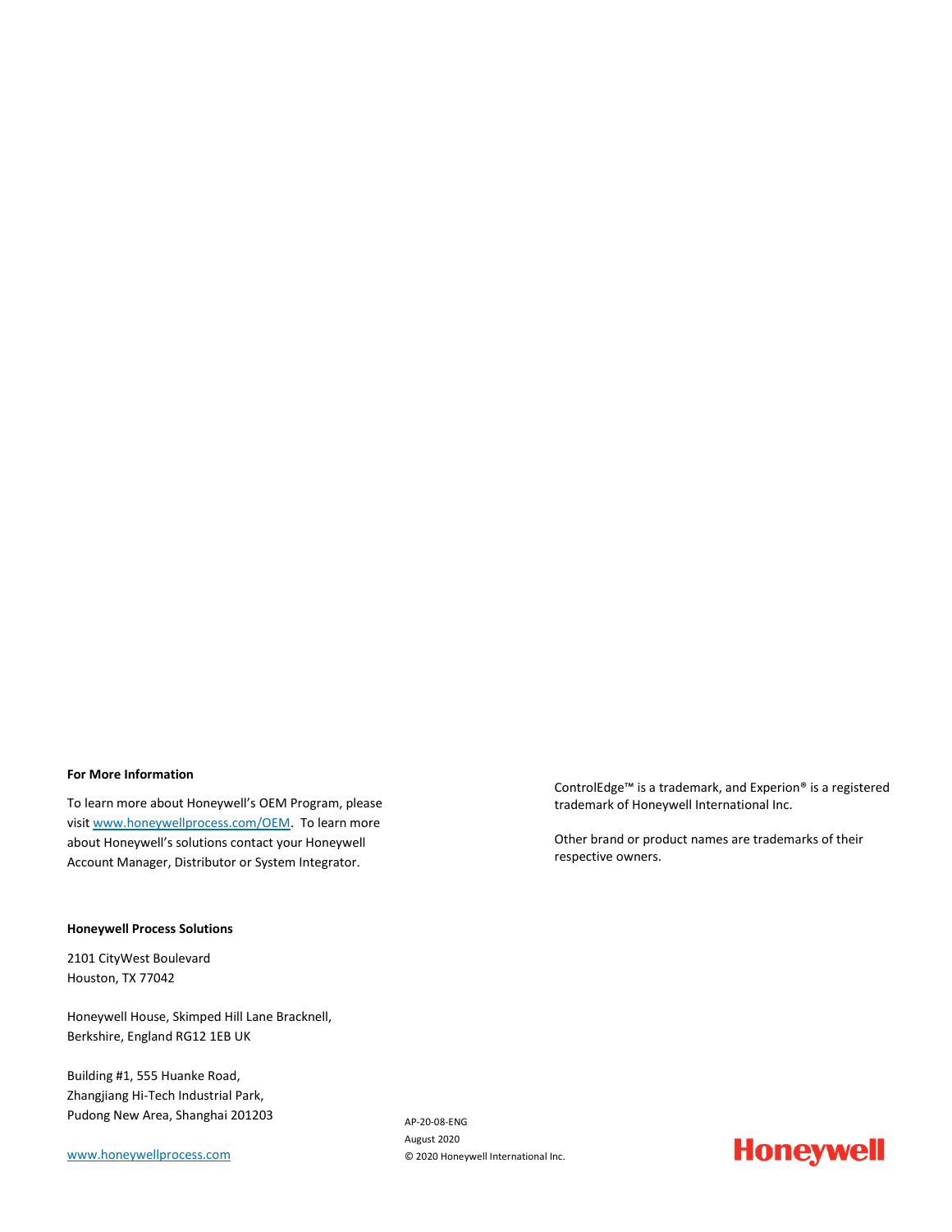**For More Information**

To learn more about Honeywell's OEM Program, please visit www.honeywellprocess.com/OEM. To learn more about Honeywell's solutions contact your Honeywell Account Manager, Distributor or System Integrator.

**Honeywell Process Solutions**

2101 CityWest Boulevard
Houston, TX 77042

Honeywell House, Skimped Hill Lane Bracknell,
Berkshire, England RG12 1EB UK

Building #1, 555 Huanke Road,
Zhangjiang Hi-Tech Industrial Park,
Pudong New Area, Shanghai 201203

www.honeywellprocess.com

ControlEdge™ is a trademark, and Experion® is a registered trademark of Honeywell International Inc.

Other brand or product names are trademarks of their respective owners.

AP-20-08-ENG
August 2020
© 2020 Honeywell International Inc.

Honeywell